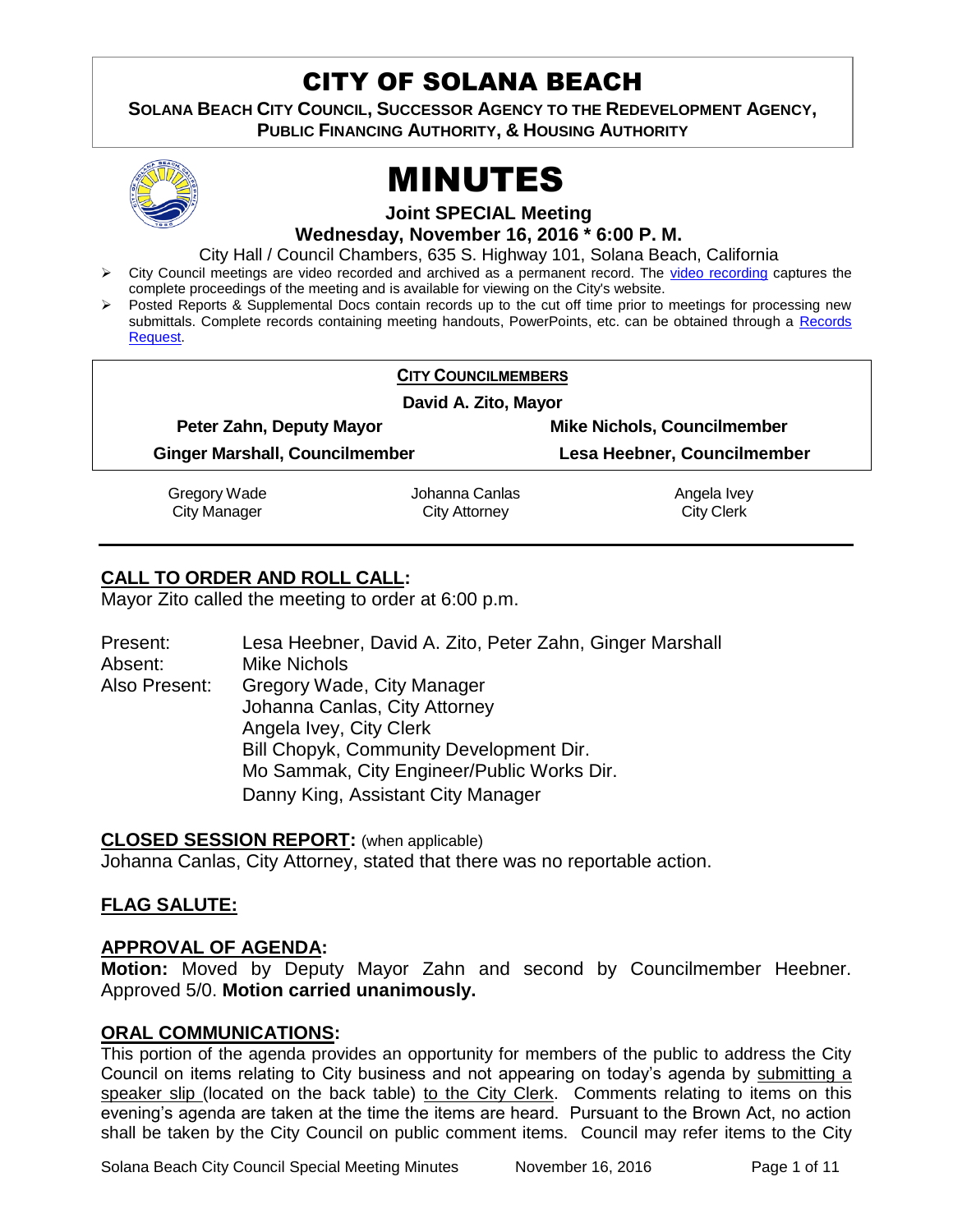# CITY OF SOLANA BEACH

**SOLANA BEACH CITY COUNCIL, SUCCESSOR AGENCY TO THE REDEVELOPMENT AGENCY, PUBLIC FINANCING AUTHORITY, & HOUSING AUTHORITY**

# MINUTES

**Joint SPECIAL Meeting**

**Wednesday, November 16, 2016 * 6:00 P. M.**

City Hall / Council Chambers, 635 S. Highway 101, Solana Beach, California

- City Council meetings are video recorded and archived as a permanent record. The video recording captures the complete proceedings of the meeting and is available for viewing on the City's website.
- Posted Reports & Supplemental Docs contain records up to the cut off time prior to meetings for processing new submittals. Complete records containing meeting handouts, PowerPoints, etc. can be obtained through a Records Request.

**CITY COUNCILMEMBERS**

**David A. Zito, Mayor**

| | |
|---|---|
| **Peter Zahn, Deputy Mayor** | **Mike Nichols, Councilmember** |
| **Ginger Marshall, Councilmember** | **Lesa Heebner, Councilmember** |

| | | |
|---|---|---|
| Gregory Wade<br>City Manager | Johanna Canlas<br>City Attorney | Angela Ivey<br>City Clerk |

## CALL TO ORDER AND ROLL CALL:

Mayor Zito called the meeting to order at 6:00 p.m.

Present: Lesa Heebner, David A. Zito, Peter Zahn, Ginger Marshall
Absent: Mike Nichols
Also Present: Gregory Wade, City Manager
Johanna Canlas, City Attorney
Angela Ivey, City Clerk
Bill Chopyk, Community Development Dir.
Mo Sammak, City Engineer/Public Works Dir.
Danny King, Assistant City Manager

## CLOSED SESSION REPORT: (when applicable)

Johanna Canlas, City Attorney, stated that there was no reportable action.

## FLAG SALUTE:

## APPROVAL OF AGENDA:

**Motion:** Moved by Deputy Mayor Zahn and second by Councilmember Heebner. Approved 5/0. **Motion carried unanimously.**

## ORAL COMMUNICATIONS:

This portion of the agenda provides an opportunity for members of the public to address the City Council on items relating to City business and not appearing on today's agenda by submitting a speaker slip (located on the back table) to the City Clerk. Comments relating to items on this evening's agenda are taken at the time the items are heard. Pursuant to the Brown Act, no action shall be taken by the City Council on public comment items. Council may refer items to the City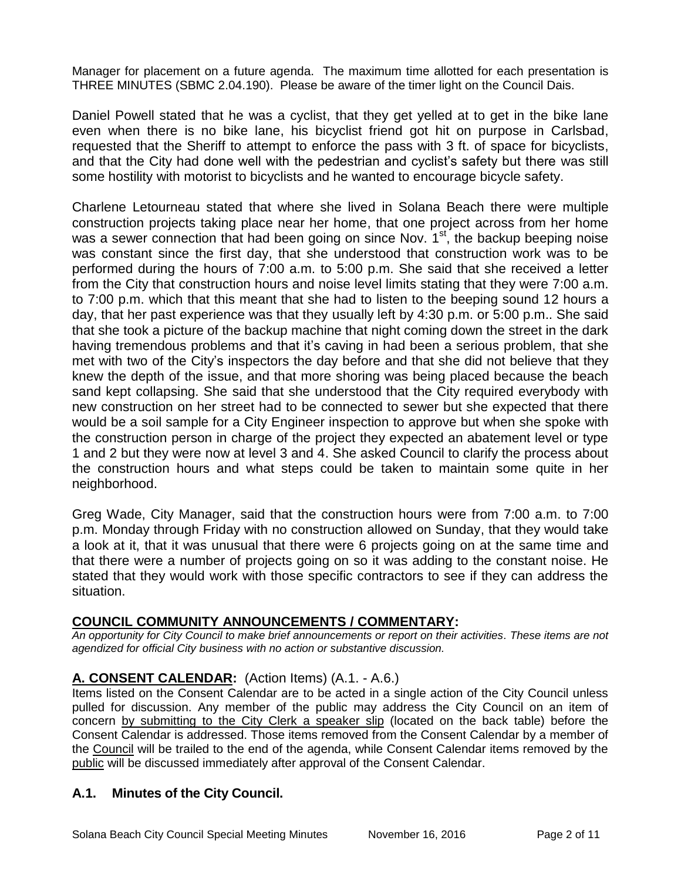Manager for placement on a future agenda. The maximum time allotted for each presentation is THREE MINUTES (SBMC 2.04.190). Please be aware of the timer light on the Council Dais.

Daniel Powell stated that he was a cyclist, that they get yelled at to get in the bike lane even when there is no bike lane, his bicyclist friend got hit on purpose in Carlsbad, requested that the Sheriff to attempt to enforce the pass with 3 ft. of space for bicyclists, and that the City had done well with the pedestrian and cyclist's safety but there was still some hostility with motorist to bicyclists and he wanted to encourage bicycle safety.

Charlene Letourneau stated that where she lived in Solana Beach there were multiple construction projects taking place near her home, that one project across from her home was a sewer connection that had been going on since Nov. 1st, the backup beeping noise was constant since the first day, that she understood that construction work was to be performed during the hours of 7:00 a.m. to 5:00 p.m. She said that she received a letter from the City that construction hours and noise level limits stating that they were 7:00 a.m. to 7:00 p.m. which that this meant that she had to listen to the beeping sound 12 hours a day, that her past experience was that they usually left by 4:30 p.m. or 5:00 p.m.. She said that she took a picture of the backup machine that night coming down the street in the dark having tremendous problems and that it's caving in had been a serious problem, that she met with two of the City's inspectors the day before and that she did not believe that they knew the depth of the issue, and that more shoring was being placed because the beach sand kept collapsing. She said that she understood that the City required everybody with new construction on her street had to be connected to sewer but she expected that there would be a soil sample for a City Engineer inspection to approve but when she spoke with the construction person in charge of the project they expected an abatement level or type 1 and 2 but they were now at level 3 and 4. She asked Council to clarify the process about the construction hours and what steps could be taken to maintain some quite in her neighborhood.

Greg Wade, City Manager, said that the construction hours were from 7:00 a.m. to 7:00 p.m. Monday through Friday with no construction allowed on Sunday, that they would take a look at it, that it was unusual that there were 6 projects going on at the same time and that there were a number of projects going on so it was adding to the constant noise. He stated that they would work with those specific contractors to see if they can address the situation.

## COUNCIL COMMUNITY ANNOUNCEMENTS / COMMENTARY:

*An opportunity for City Council to make brief announcements or report on their activities. These items are not agendized for official City business with no action or substantive discussion.*

## A. CONSENT CALENDAR: (Action Items) (A.1. - A.6.)

Items listed on the Consent Calendar are to be acted in a single action of the City Council unless pulled for discussion. Any member of the public may address the City Council on an item of concern by submitting to the City Clerk a speaker slip (located on the back table) before the Consent Calendar is addressed. Those items removed from the Consent Calendar by a member of the Council will be trailed to the end of the agenda, while Consent Calendar items removed by the public will be discussed immediately after approval of the Consent Calendar.

### A.1. Minutes of the City Council.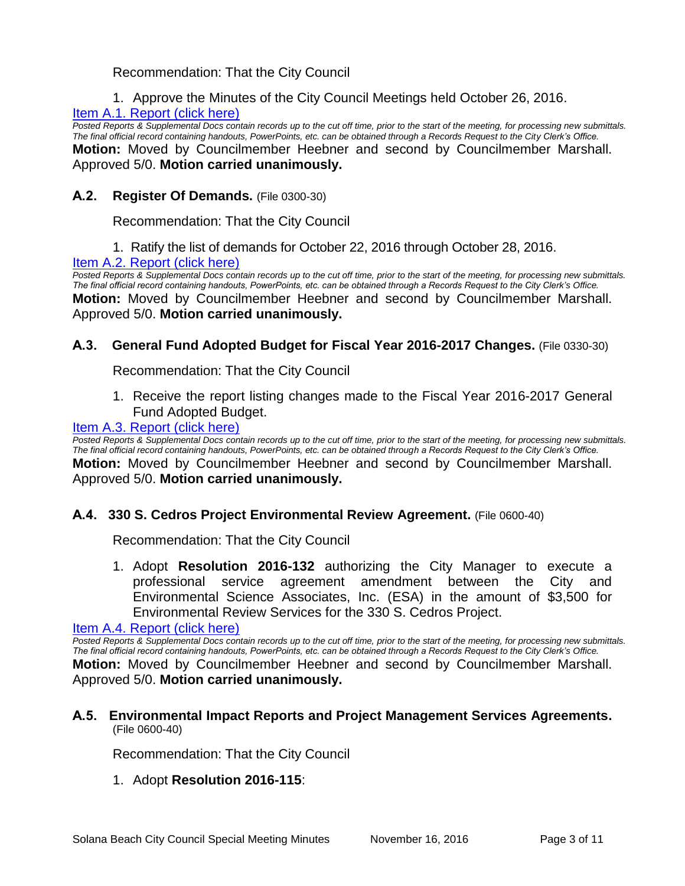Recommendation: That the City Council

1. Approve the Minutes of the City Council Meetings held October 26, 2016.

[Item A.1. Report (click here)](#)

*Posted Reports & Supplemental Docs contain records up to the cut off time, prior to the start of the meeting, for processing new submittals. The final official record containing handouts, PowerPoints, etc. can be obtained through a Records Request to the City Clerk's Office.*

**Motion:** Moved by Councilmember Heebner and second by Councilmember Marshall. Approved 5/0. **Motion carried unanimously.**

### A.2. Register Of Demands. (File 0300-30)

Recommendation: That the City Council

1. Ratify the list of demands for October 22, 2016 through October 28, 2016.

[Item A.2. Report (click here)](#)

*Posted Reports & Supplemental Docs contain records up to the cut off time, prior to the start of the meeting, for processing new submittals. The final official record containing handouts, PowerPoints, etc. can be obtained through a Records Request to the City Clerk's Office.*

**Motion:** Moved by Councilmember Heebner and second by Councilmember Marshall. Approved 5/0. **Motion carried unanimously.**

### A.3. General Fund Adopted Budget for Fiscal Year 2016-2017 Changes. (File 0330-30)

Recommendation: That the City Council

1. Receive the report listing changes made to the Fiscal Year 2016-2017 General Fund Adopted Budget.

[Item A.3. Report (click here)](#)

*Posted Reports & Supplemental Docs contain records up to the cut off time, prior to the start of the meeting, for processing new submittals. The final official record containing handouts, PowerPoints, etc. can be obtained through a Records Request to the City Clerk's Office.*

**Motion:** Moved by Councilmember Heebner and second by Councilmember Marshall. Approved 5/0. **Motion carried unanimously.**

### A.4. 330 S. Cedros Project Environmental Review Agreement. (File 0600-40)

Recommendation: That the City Council

1. Adopt **Resolution 2016-132** authorizing the City Manager to execute a professional service agreement amendment between the City and Environmental Science Associates, Inc. (ESA) in the amount of $3,500 for Environmental Review Services for the 330 S. Cedros Project.

[Item A.4. Report (click here)](#)

*Posted Reports & Supplemental Docs contain records up to the cut off time, prior to the start of the meeting, for processing new submittals. The final official record containing handouts, PowerPoints, etc. can be obtained through a Records Request to the City Clerk's Office.*

**Motion:** Moved by Councilmember Heebner and second by Councilmember Marshall. Approved 5/0. **Motion carried unanimously.**

### A.5. Environmental Impact Reports and Project Management Services Agreements. (File 0600-40)

Recommendation: That the City Council

1. Adopt **Resolution 2016-115**: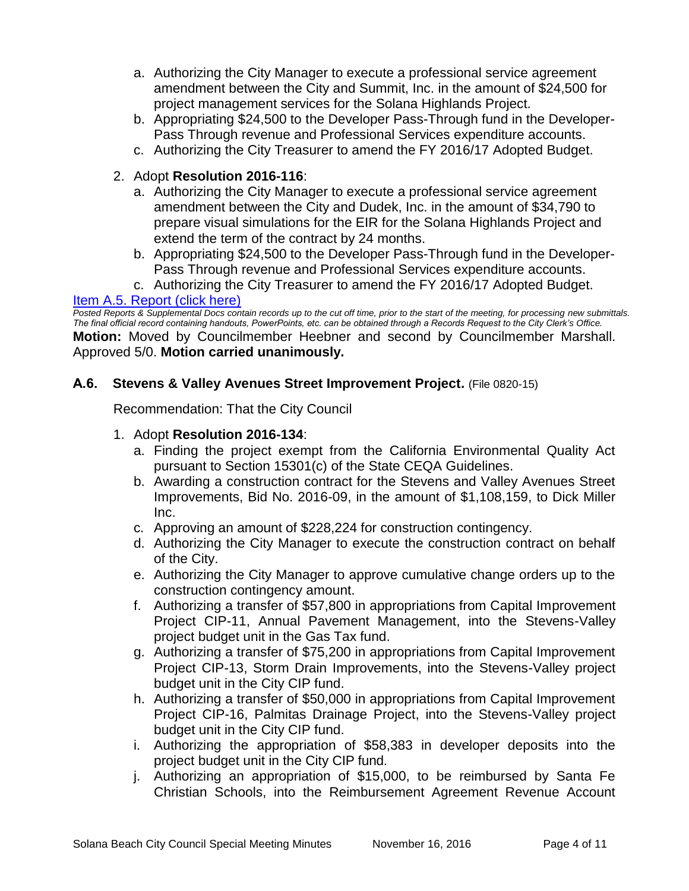a. Authorizing the City Manager to execute a professional service agreement amendment between the City and Summit, Inc. in the amount of $24,500 for project management services for the Solana Highlands Project.
b. Appropriating $24,500 to the Developer Pass-Through fund in the Developer-Pass Through revenue and Professional Services expenditure accounts.
c. Authorizing the City Treasurer to amend the FY 2016/17 Adopted Budget.

2. Adopt **Resolution 2016-116**:
   a. Authorizing the City Manager to execute a professional service agreement amendment between the City and Dudek, Inc. in the amount of $34,790 to prepare visual simulations for the EIR for the Solana Highlands Project and extend the term of the contract by 24 months.
   b. Appropriating $24,500 to the Developer Pass-Through fund in the Developer-Pass Through revenue and Professional Services expenditure accounts.
   c. Authorizing the City Treasurer to amend the FY 2016/17 Adopted Budget.

[Item A.5. Report (click here)](#)

*Posted Reports & Supplemental Docs contain records up to the cut off time, prior to the start of the meeting, for processing new submittals. The final official record containing handouts, PowerPoints, etc. can be obtained through a Records Request to the City Clerk's Office.*

**Motion:** Moved by Councilmember Heebner and second by Councilmember Marshall. Approved 5/0. **Motion carried unanimously.**

### A.6. Stevens & Valley Avenues Street Improvement Project. (File 0820-15)

Recommendation: That the City Council

1. Adopt **Resolution 2016-134**:
   a. Finding the project exempt from the California Environmental Quality Act pursuant to Section 15301(c) of the State CEQA Guidelines.
   b. Awarding a construction contract for the Stevens and Valley Avenues Street Improvements, Bid No. 2016-09, in the amount of $1,108,159, to Dick Miller Inc.
   c. Approving an amount of $228,224 for construction contingency.
   d. Authorizing the City Manager to execute the construction contract on behalf of the City.
   e. Authorizing the City Manager to approve cumulative change orders up to the construction contingency amount.
   f. Authorizing a transfer of $57,800 in appropriations from Capital Improvement Project CIP-11, Annual Pavement Management, into the Stevens-Valley project budget unit in the Gas Tax fund.
   g. Authorizing a transfer of $75,200 in appropriations from Capital Improvement Project CIP-13, Storm Drain Improvements, into the Stevens-Valley project budget unit in the City CIP fund.
   h. Authorizing a transfer of $50,000 in appropriations from Capital Improvement Project CIP-16, Palmitas Drainage Project, into the Stevens-Valley project budget unit in the City CIP fund.
   i. Authorizing the appropriation of $58,383 in developer deposits into the project budget unit in the City CIP fund.
   j. Authorizing an appropriation of $15,000, to be reimbursed by Santa Fe Christian Schools, into the Reimbursement Agreement Revenue Account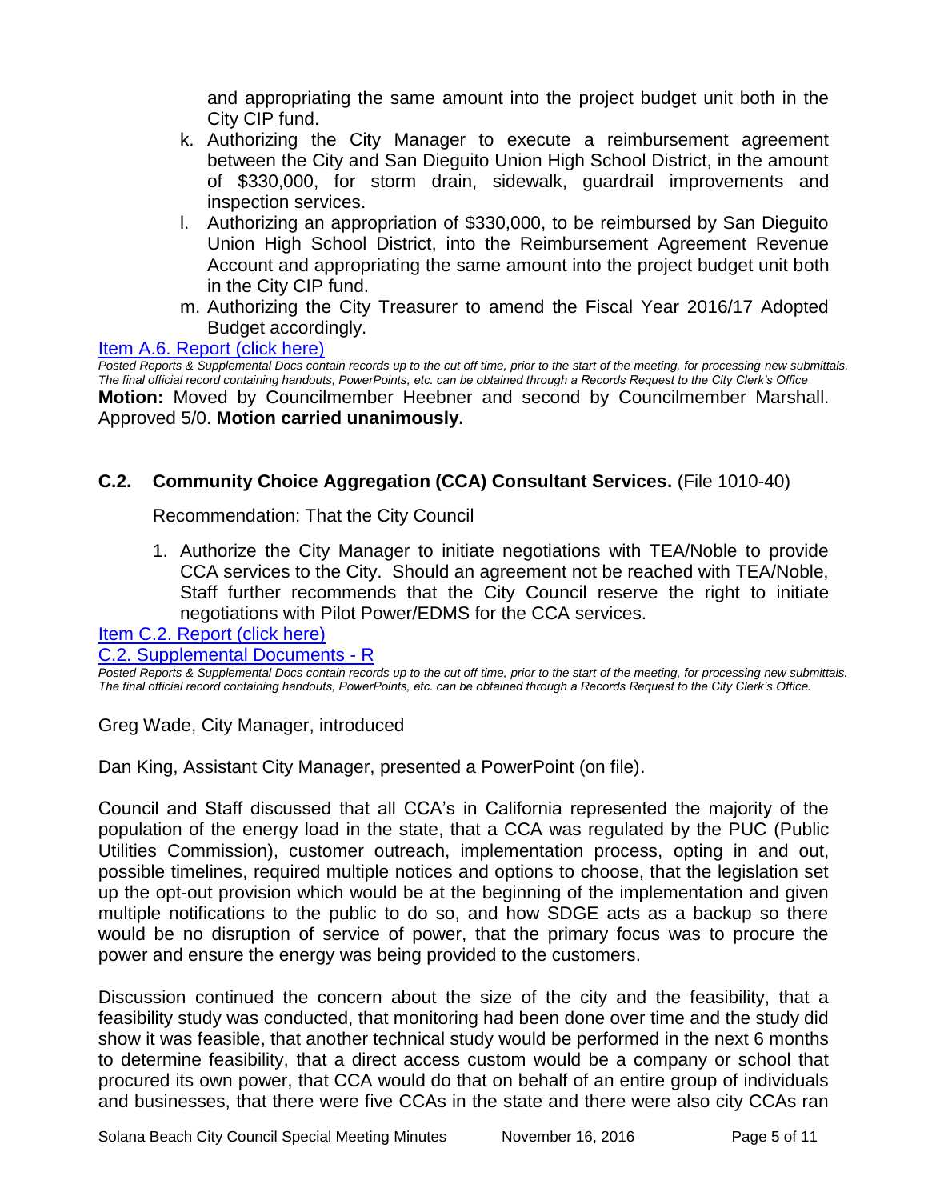and appropriating the same amount into the project budget unit both in the City CIP fund.

k. Authorizing the City Manager to execute a reimbursement agreement between the City and San Dieguito Union High School District, in the amount of $330,000, for storm drain, sidewalk, guardrail improvements and inspection services.

l. Authorizing an appropriation of $330,000, to be reimbursed by San Dieguito Union High School District, into the Reimbursement Agreement Revenue Account and appropriating the same amount into the project budget unit both in the City CIP fund.

m. Authorizing the City Treasurer to amend the Fiscal Year 2016/17 Adopted Budget accordingly.

[Item A.6. Report (click here)]

*Posted Reports & Supplemental Docs contain records up to the cut off time, prior to the start of the meeting, for processing new submittals. The final official record containing handouts, PowerPoints, etc. can be obtained through a Records Request to the City Clerk's Office*

**Motion:** Moved by Councilmember Heebner and second by Councilmember Marshall. Approved 5/0. **Motion carried unanimously.**

### C.2. Community Choice Aggregation (CCA) Consultant Services. (File 1010-40)

Recommendation: That the City Council

1. Authorize the City Manager to initiate negotiations with TEA/Noble to provide CCA services to the City. Should an agreement not be reached with TEA/Noble, Staff further recommends that the City Council reserve the right to initiate negotiations with Pilot Power/EDMS for the CCA services.

[Item C.2. Report (click here)]

[C.2. Supplemental Documents - R]

*Posted Reports & Supplemental Docs contain records up to the cut off time, prior to the start of the meeting, for processing new submittals. The final official record containing handouts, PowerPoints, etc. can be obtained through a Records Request to the City Clerk's Office.*

Greg Wade, City Manager, introduced

Dan King, Assistant City Manager, presented a PowerPoint (on file).

Council and Staff discussed that all CCA's in California represented the majority of the population of the energy load in the state, that a CCA was regulated by the PUC (Public Utilities Commission), customer outreach, implementation process, opting in and out, possible timelines, required multiple notices and options to choose, that the legislation set up the opt-out provision which would be at the beginning of the implementation and given multiple notifications to the public to do so, and how SDGE acts as a backup so there would be no disruption of service of power, that the primary focus was to procure the power and ensure the energy was being provided to the customers.

Discussion continued the concern about the size of the city and the feasibility, that a feasibility study was conducted, that monitoring had been done over time and the study did show it was feasible, that another technical study would be performed in the next 6 months to determine feasibility, that a direct access custom would be a company or school that procured its own power, that CCA would do that on behalf of an entire group of individuals and businesses, that there were five CCAs in the state and there were also city CCAs ran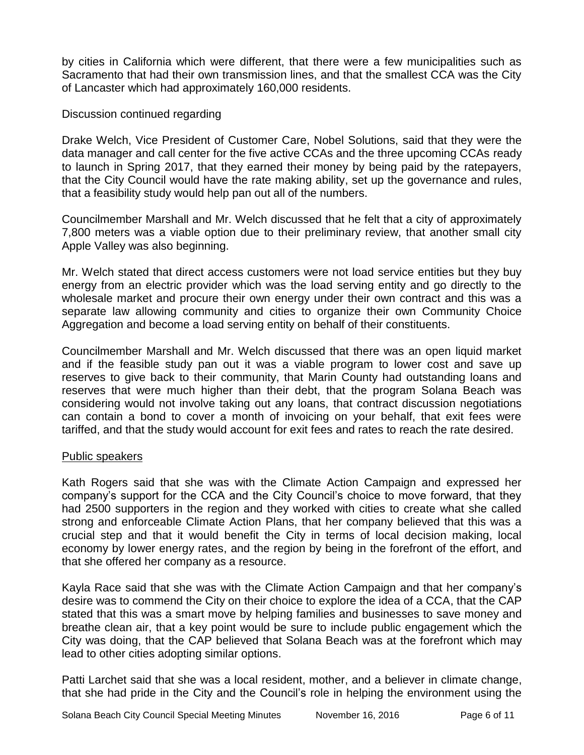by cities in California which were different, that there were a few municipalities such as Sacramento that had their own transmission lines, and that the smallest CCA was the City of Lancaster which had approximately 160,000 residents.

Discussion continued regarding

Drake Welch, Vice President of Customer Care, Nobel Solutions, said that they were the data manager and call center for the five active CCAs and the three upcoming CCAs ready to launch in Spring 2017, that they earned their money by being paid by the ratepayers, that the City Council would have the rate making ability, set up the governance and rules, that a feasibility study would help pan out all of the numbers.

Councilmember Marshall and Mr. Welch discussed that he felt that a city of approximately 7,800 meters was a viable option due to their preliminary review, that another small city Apple Valley was also beginning.

Mr. Welch stated that direct access customers were not load service entities but they buy energy from an electric provider which was the load serving entity and go directly to the wholesale market and procure their own energy under their own contract and this was a separate law allowing community and cities to organize their own Community Choice Aggregation and become a load serving entity on behalf of their constituents.

Councilmember Marshall and Mr. Welch discussed that there was an open liquid market and if the feasible study pan out it was a viable program to lower cost and save up reserves to give back to their community, that Marin County had outstanding loans and reserves that were much higher than their debt, that the program Solana Beach was considering would not involve taking out any loans, that contract discussion negotiations can contain a bond to cover a month of invoicing on your behalf, that exit fees were tariffed, and that the study would account for exit fees and rates to reach the rate desired.

Public speakers

Kath Rogers said that she was with the Climate Action Campaign and expressed her company's support for the CCA and the City Council's choice to move forward, that they had 2500 supporters in the region and they worked with cities to create what she called strong and enforceable Climate Action Plans, that her company believed that this was a crucial step and that it would benefit the City in terms of local decision making, local economy by lower energy rates, and the region by being in the forefront of the effort, and that she offered her company as a resource.

Kayla Race said that she was with the Climate Action Campaign and that her company's desire was to commend the City on their choice to explore the idea of a CCA, that the CAP stated that this was a smart move by helping families and businesses to save money and breathe clean air, that a key point would be sure to include public engagement which the City was doing, that the CAP believed that Solana Beach was at the forefront which may lead to other cities adopting similar options.

Patti Larchet said that she was a local resident, mother, and a believer in climate change, that she had pride in the City and the Council's role in helping the environment using the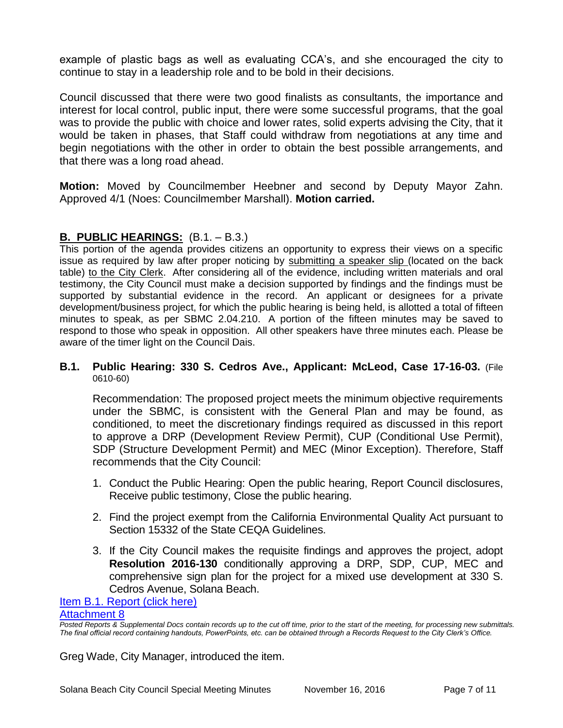example of plastic bags as well as evaluating CCA's, and she encouraged the city to continue to stay in a leadership role and to be bold in their decisions.

Council discussed that there were two good finalists as consultants, the importance and interest for local control, public input, there were some successful programs, that the goal was to provide the public with choice and lower rates, solid experts advising the City, that it would be taken in phases, that Staff could withdraw from negotiations at any time and begin negotiations with the other in order to obtain the best possible arrangements, and that there was a long road ahead.

**Motion:** Moved by Councilmember Heebner and second by Deputy Mayor Zahn. Approved 4/1 (Noes: Councilmember Marshall). **Motion carried.**

## B. PUBLIC HEARINGS: (B.1. – B.3.)

This portion of the agenda provides citizens an opportunity to express their views on a specific issue as required by law after proper noticing by submitting a speaker slip (located on the back table) to the City Clerk. After considering all of the evidence, including written materials and oral testimony, the City Council must make a decision supported by findings and the findings must be supported by substantial evidence in the record. An applicant or designees for a private development/business project, for which the public hearing is being held, is allotted a total of fifteen minutes to speak, as per SBMC 2.04.210. A portion of the fifteen minutes may be saved to respond to those who speak in opposition. All other speakers have three minutes each. Please be aware of the timer light on the Council Dais.

### B.1. Public Hearing: 330 S. Cedros Ave., Applicant: McLeod, Case 17-16-03. (File 0610-60)

Recommendation: The proposed project meets the minimum objective requirements under the SBMC, is consistent with the General Plan and may be found, as conditioned, to meet the discretionary findings required as discussed in this report to approve a DRP (Development Review Permit), CUP (Conditional Use Permit), SDP (Structure Development Permit) and MEC (Minor Exception). Therefore, Staff recommends that the City Council:

1. Conduct the Public Hearing: Open the public hearing, Report Council disclosures, Receive public testimony, Close the public hearing.
2. Find the project exempt from the California Environmental Quality Act pursuant to Section 15332 of the State CEQA Guidelines.
3. If the City Council makes the requisite findings and approves the project, adopt **Resolution 2016-130** conditionally approving a DRP, SDP, CUP, MEC and comprehensive sign plan for the project for a mixed use development at 330 S. Cedros Avenue, Solana Beach.

Item B.1. Report (click here)

Attachment 8

*Posted Reports & Supplemental Docs contain records up to the cut off time, prior to the start of the meeting, for processing new submittals. The final official record containing handouts, PowerPoints, etc. can be obtained through a Records Request to the City Clerk's Office.*

Greg Wade, City Manager, introduced the item.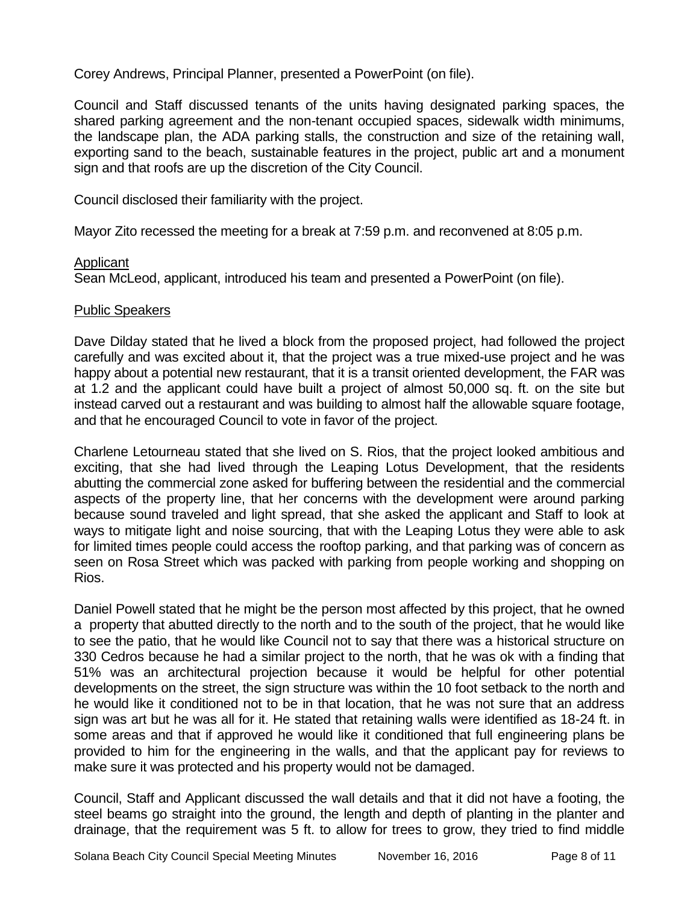Corey Andrews, Principal Planner, presented a PowerPoint (on file).

Council and Staff discussed tenants of the units having designated parking spaces, the shared parking agreement and the non-tenant occupied spaces, sidewalk width minimums, the landscape plan, the ADA parking stalls, the construction and size of the retaining wall, exporting sand to the beach, sustainable features in the project, public art and a monument sign and that roofs are up the discretion of the City Council.

Council disclosed their familiarity with the project.

Mayor Zito recessed the meeting for a break at 7:59 p.m. and reconvened at 8:05 p.m.

Applicant

Sean McLeod, applicant, introduced his team and presented a PowerPoint (on file).

Public Speakers

Dave Dilday stated that he lived a block from the proposed project, had followed the project carefully and was excited about it, that the project was a true mixed-use project and he was happy about a potential new restaurant, that it is a transit oriented development, the FAR was at 1.2 and the applicant could have built a project of almost 50,000 sq. ft. on the site but instead carved out a restaurant and was building to almost half the allowable square footage, and that he encouraged Council to vote in favor of the project.

Charlene Letourneau stated that she lived on S. Rios, that the project looked ambitious and exciting, that she had lived through the Leaping Lotus Development, that the residents abutting the commercial zone asked for buffering between the residential and the commercial aspects of the property line, that her concerns with the development were around parking because sound traveled and light spread, that she asked the applicant and Staff to look at ways to mitigate light and noise sourcing, that with the Leaping Lotus they were able to ask for limited times people could access the rooftop parking, and that parking was of concern as seen on Rosa Street which was packed with parking from people working and shopping on Rios.

Daniel Powell stated that he might be the person most affected by this project, that he owned a property that abutted directly to the north and to the south of the project, that he would like to see the patio, that he would like Council not to say that there was a historical structure on 330 Cedros because he had a similar project to the north, that he was ok with a finding that 51% was an architectural projection because it would be helpful for other potential developments on the street, the sign structure was within the 10 foot setback to the north and he would like it conditioned not to be in that location, that he was not sure that an address sign was art but he was all for it. He stated that retaining walls were identified as 18-24 ft. in some areas and that if approved he would like it conditioned that full engineering plans be provided to him for the engineering in the walls, and that the applicant pay for reviews to make sure it was protected and his property would not be damaged.

Council, Staff and Applicant discussed the wall details and that it did not have a footing, the steel beams go straight into the ground, the length and depth of planting in the planter and drainage, that the requirement was 5 ft. to allow for trees to grow, they tried to find middle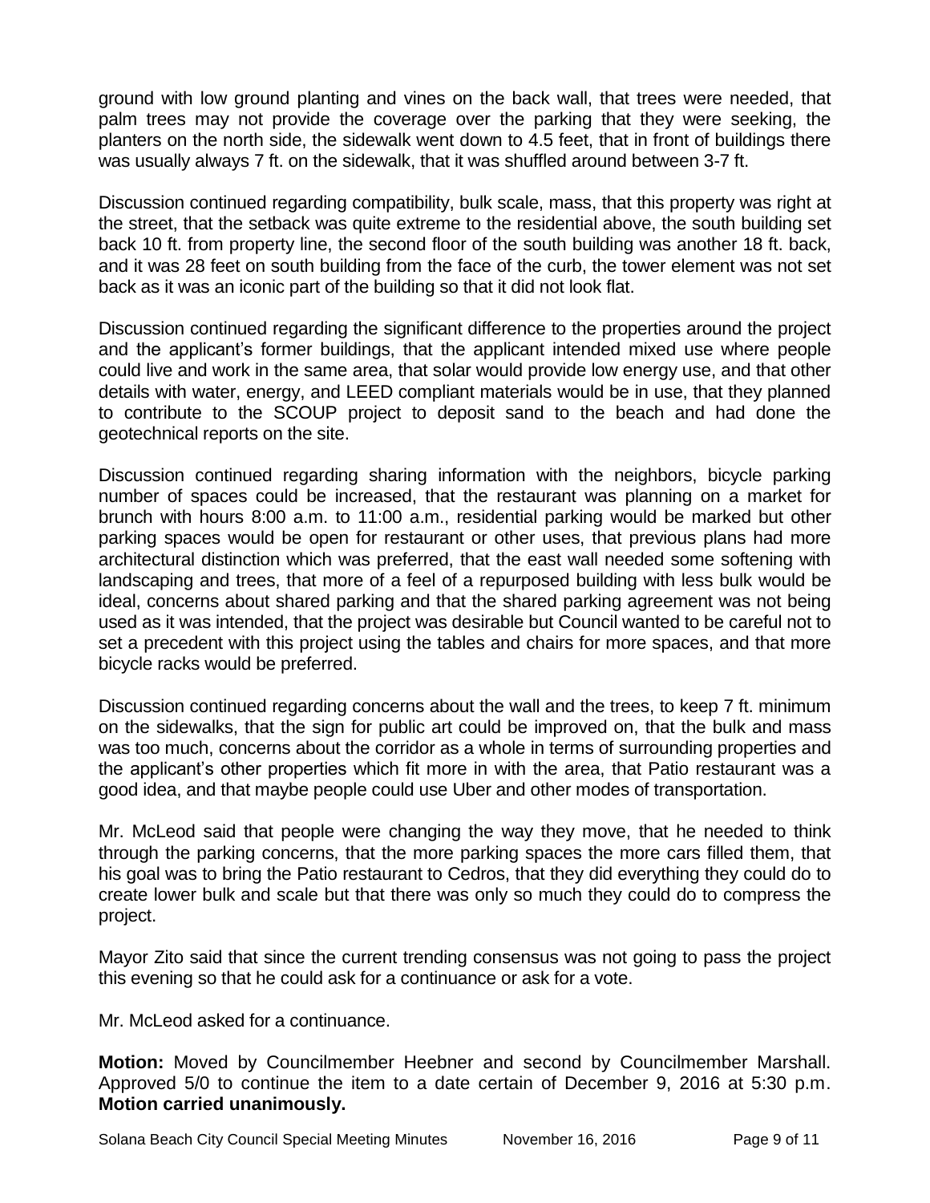ground with low ground planting and vines on the back wall, that trees were needed, that palm trees may not provide the coverage over the parking that they were seeking, the planters on the north side, the sidewalk went down to 4.5 feet, that in front of buildings there was usually always 7 ft. on the sidewalk, that it was shuffled around between 3-7 ft.

Discussion continued regarding compatibility, bulk scale, mass, that this property was right at the street, that the setback was quite extreme to the residential above, the south building set back 10 ft. from property line, the second floor of the south building was another 18 ft. back, and it was 28 feet on south building from the face of the curb, the tower element was not set back as it was an iconic part of the building so that it did not look flat.

Discussion continued regarding the significant difference to the properties around the project and the applicant's former buildings, that the applicant intended mixed use where people could live and work in the same area, that solar would provide low energy use, and that other details with water, energy, and LEED compliant materials would be in use, that they planned to contribute to the SCOUP project to deposit sand to the beach and had done the geotechnical reports on the site.

Discussion continued regarding sharing information with the neighbors, bicycle parking number of spaces could be increased, that the restaurant was planning on a market for brunch with hours 8:00 a.m. to 11:00 a.m., residential parking would be marked but other parking spaces would be open for restaurant or other uses, that previous plans had more architectural distinction which was preferred, that the east wall needed some softening with landscaping and trees, that more of a feel of a repurposed building with less bulk would be ideal, concerns about shared parking and that the shared parking agreement was not being used as it was intended, that the project was desirable but Council wanted to be careful not to set a precedent with this project using the tables and chairs for more spaces, and that more bicycle racks would be preferred.

Discussion continued regarding concerns about the wall and the trees, to keep 7 ft. minimum on the sidewalks, that the sign for public art could be improved on, that the bulk and mass was too much, concerns about the corridor as a whole in terms of surrounding properties and the applicant's other properties which fit more in with the area, that Patio restaurant was a good idea, and that maybe people could use Uber and other modes of transportation.

Mr. McLeod said that people were changing the way they move, that he needed to think through the parking concerns, that the more parking spaces the more cars filled them, that his goal was to bring the Patio restaurant to Cedros, that they did everything they could do to create lower bulk and scale but that there was only so much they could do to compress the project.

Mayor Zito said that since the current trending consensus was not going to pass the project this evening so that he could ask for a continuance or ask for a vote.

Mr. McLeod asked for a continuance.

**Motion:** Moved by Councilmember Heebner and second by Councilmember Marshall. Approved 5/0 to continue the item to a date certain of December 9, 2016 at 5:30 p.m. **Motion carried unanimously.**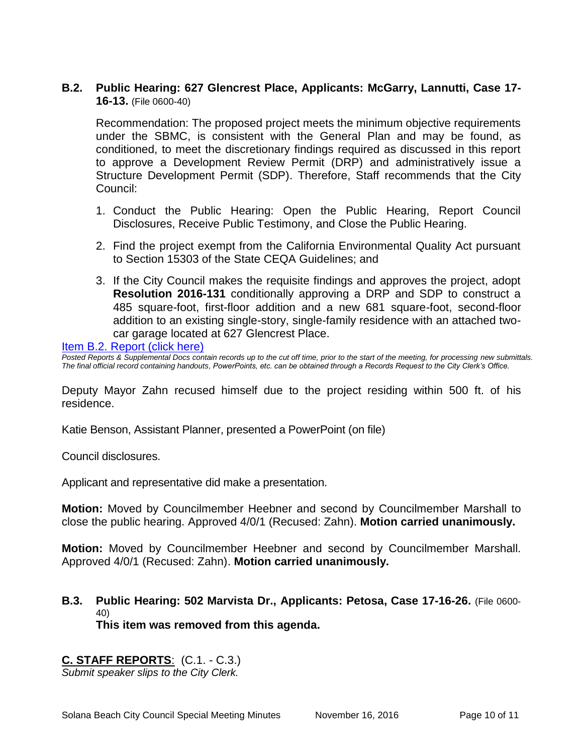### B.2. Public Hearing: 627 Glencrest Place, Applicants: McGarry, Lannutti, Case 17-16-13. (File 0600-40)

Recommendation: The proposed project meets the minimum objective requirements under the SBMC, is consistent with the General Plan and may be found, as conditioned, to meet the discretionary findings required as discussed in this report to approve a Development Review Permit (DRP) and administratively issue a Structure Development Permit (SDP). Therefore, Staff recommends that the City Council:

1. Conduct the Public Hearing: Open the Public Hearing, Report Council Disclosures, Receive Public Testimony, and Close the Public Hearing.
2. Find the project exempt from the California Environmental Quality Act pursuant to Section 15303 of the State CEQA Guidelines; and
3. If the City Council makes the requisite findings and approves the project, adopt **Resolution 2016-131** conditionally approving a DRP and SDP to construct a 485 square-foot, first-floor addition and a new 681 square-foot, second-floor addition to an existing single-story, single-family residence with an attached two-car garage located at 627 Glencrest Place.

Item B.2. Report (click here)

*Posted Reports & Supplemental Docs contain records up to the cut off time, prior to the start of the meeting, for processing new submittals. The final official record containing handouts, PowerPoints, etc. can be obtained through a Records Request to the City Clerk's Office.*

Deputy Mayor Zahn recused himself due to the project residing within 500 ft. of his residence.

Katie Benson, Assistant Planner, presented a PowerPoint (on file)

Council disclosures.

Applicant and representative did make a presentation.

**Motion:** Moved by Councilmember Heebner and second by Councilmember Marshall to close the public hearing. Approved 4/0/1 (Recused: Zahn). **Motion carried unanimously.**

**Motion:** Moved by Councilmember Heebner and second by Councilmember Marshall. Approved 4/0/1 (Recused: Zahn). **Motion carried unanimously.**

### B.3. Public Hearing: 502 Marvista Dr., Applicants: Petosa, Case 17-16-26. (File 0600-40)

**This item was removed from this agenda.**

## C. STAFF REPORTS: (C.1. - C.3.)

*Submit speaker slips to the City Clerk.*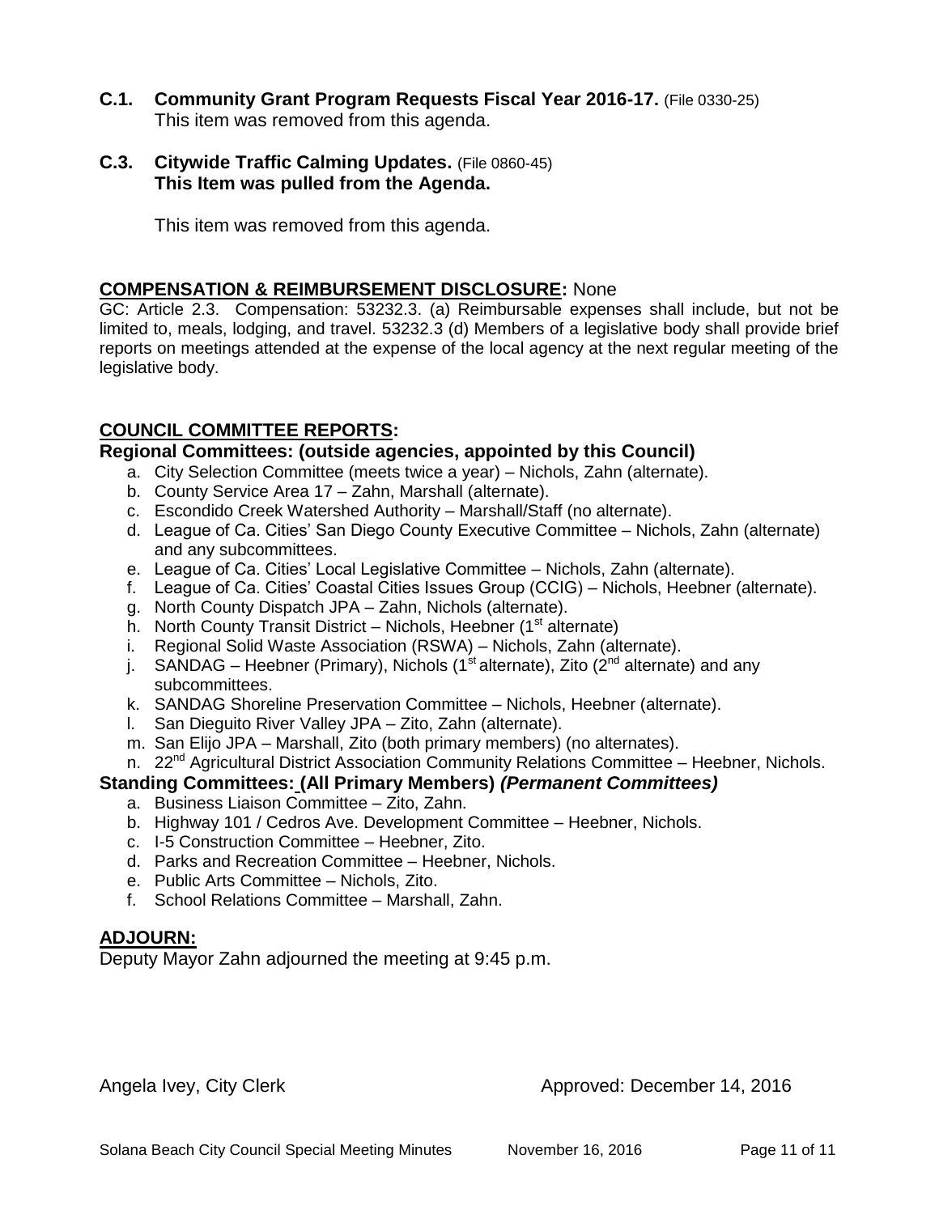**C.1. Community Grant Program Requests Fiscal Year 2016-17.** (File 0330-25)
This item was removed from this agenda.

**C.3. Citywide Traffic Calming Updates.** (File 0860-45)
**This Item was pulled from the Agenda.**

This item was removed from this agenda.

## COMPENSATION & REIMBURSEMENT DISCLOSURE: None

GC: Article 2.3. Compensation: 53232.3. (a) Reimbursable expenses shall include, but not be limited to, meals, lodging, and travel. 53232.3 (d) Members of a legislative body shall provide brief reports on meetings attended at the expense of the local agency at the next regular meeting of the legislative body.

## COUNCIL COMMITTEE REPORTS:

**Regional Committees: (outside agencies, appointed by this Council)**

a. City Selection Committee (meets twice a year) – Nichols, Zahn (alternate).
b. County Service Area 17 – Zahn, Marshall (alternate).
c. Escondido Creek Watershed Authority – Marshall/Staff (no alternate).
d. League of Ca. Cities' San Diego County Executive Committee – Nichols, Zahn (alternate) and any subcommittees.
e. League of Ca. Cities' Local Legislative Committee – Nichols, Zahn (alternate).
f. League of Ca. Cities' Coastal Cities Issues Group (CCIG) – Nichols, Heebner (alternate).
g. North County Dispatch JPA – Zahn, Nichols (alternate).
h. North County Transit District – Nichols, Heebner (1st alternate)
i. Regional Solid Waste Association (RSWA) – Nichols, Zahn (alternate).
j. SANDAG – Heebner (Primary), Nichols (1st alternate), Zito (2nd alternate) and any subcommittees.
k. SANDAG Shoreline Preservation Committee – Nichols, Heebner (alternate).
l. San Dieguito River Valley JPA – Zito, Zahn (alternate).
m. San Elijo JPA – Marshall, Zito (both primary members) (no alternates).
n. 22nd Agricultural District Association Community Relations Committee – Heebner, Nichols.

**Standing Committees: (All Primary Members)** ***(Permanent Committees)***

a. Business Liaison Committee – Zito, Zahn.
b. Highway 101 / Cedros Ave. Development Committee – Heebner, Nichols.
c. I-5 Construction Committee – Heebner, Zito.
d. Parks and Recreation Committee – Heebner, Nichols.
e. Public Arts Committee – Nichols, Zito.
f. School Relations Committee – Marshall, Zahn.

## ADJOURN:

Deputy Mayor Zahn adjourned the meeting at 9:45 p.m.

Angela Ivey, City Clerk

Approved: December 14, 2016